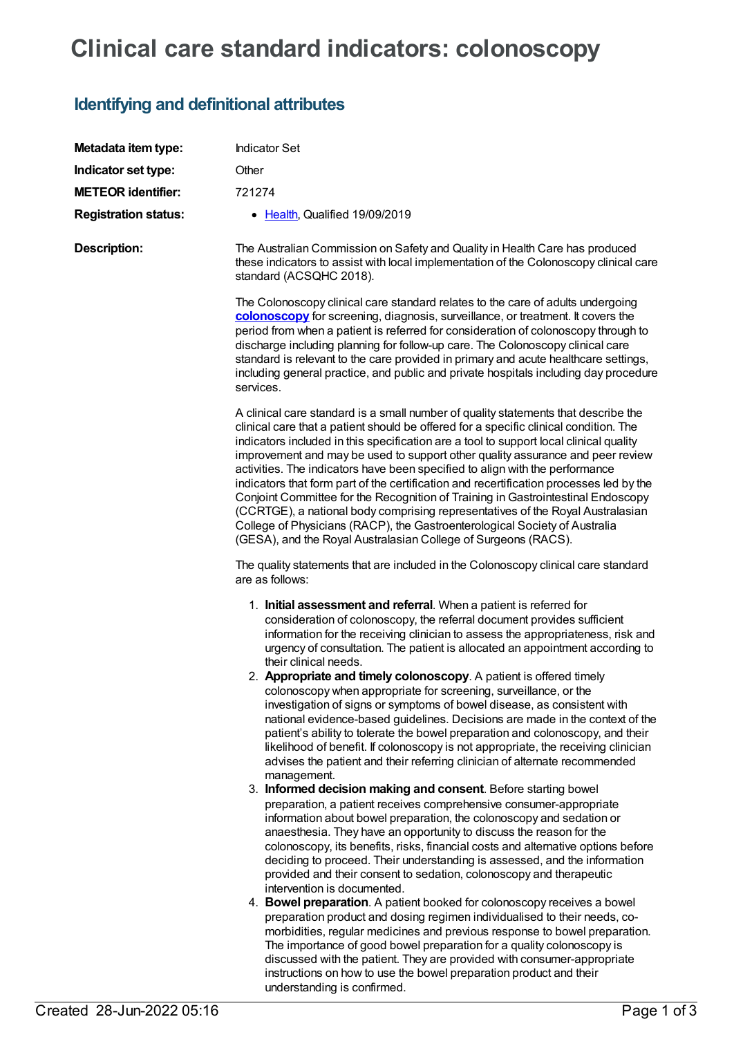# Clinical care standard indicators: colonoscopy

## Identifying and definitional attributes

| | |
|---|---|
| **Metadata item type:** | Indicator Set |
| **Indicator set type:** | Other |
| **METEOR identifier:** | 721274 |
| **Registration status:** | • Health, Qualified 19/09/2019 |

**Description:**

The Australian Commission on Safety and Quality in Health Care has produced these indicators to assist with local implementation of the Colonoscopy clinical care standard (ACSQHC 2018).

The Colonoscopy clinical care standard relates to the care of adults undergoing **colonoscopy** for screening, diagnosis, surveillance, or treatment. It covers the period from when a patient is referred for consideration of colonoscopy through to discharge including planning for follow-up care. The Colonoscopy clinical care standard is relevant to the care provided in primary and acute healthcare settings, including general practice, and public and private hospitals including day procedure services.

A clinical care standard is a small number of quality statements that describe the clinical care that a patient should be offered for a specific clinical condition. The indicators included in this specification are a tool to support local clinical quality improvement and may be used to support other quality assurance and peer review activities. The indicators have been specified to align with the performance indicators that form part of the certification and recertification processes led by the Conjoint Committee for the Recognition of Training in Gastrointestinal Endoscopy (CCRTGE), a national body comprising representatives of the Royal Australasian College of Physicians (RACP), the Gastroenterological Society of Australia (GESA), and the Royal Australasian College of Surgeons (RACS).

The quality statements that are included in the Colonoscopy clinical care standard are as follows:

1. **Initial assessment and referral**. When a patient is referred for consideration of colonoscopy, the referral document provides sufficient information for the receiving clinician to assess the appropriateness, risk and urgency of consultation. The patient is allocated an appointment according to their clinical needs.
2. **Appropriate and timely colonoscopy**. A patient is offered timely colonoscopy when appropriate for screening, surveillance, or the investigation of signs or symptoms of bowel disease, as consistent with national evidence-based guidelines. Decisions are made in the context of the patient's ability to tolerate the bowel preparation and colonoscopy, and their likelihood of benefit. If colonoscopy is not appropriate, the receiving clinician advises the patient and their referring clinician of alternate recommended management.
3. **Informed decision making and consent**. Before starting bowel preparation, a patient receives comprehensive consumer-appropriate information about bowel preparation, the colonoscopy and sedation or anaesthesia. They have an opportunity to discuss the reason for the colonoscopy, its benefits, risks, financial costs and alternative options before deciding to proceed. Their understanding is assessed, and the information provided and their consent to sedation, colonoscopy and therapeutic intervention is documented.
4. **Bowel preparation**. A patient booked for colonoscopy receives a bowel preparation product and dosing regimen individualised to their needs, co-morbidities, regular medicines and previous response to bowel preparation. The importance of good bowel preparation for a quality colonoscopy is discussed with the patient. They are provided with consumer-appropriate instructions on how to use the bowel preparation product and their understanding is confirmed.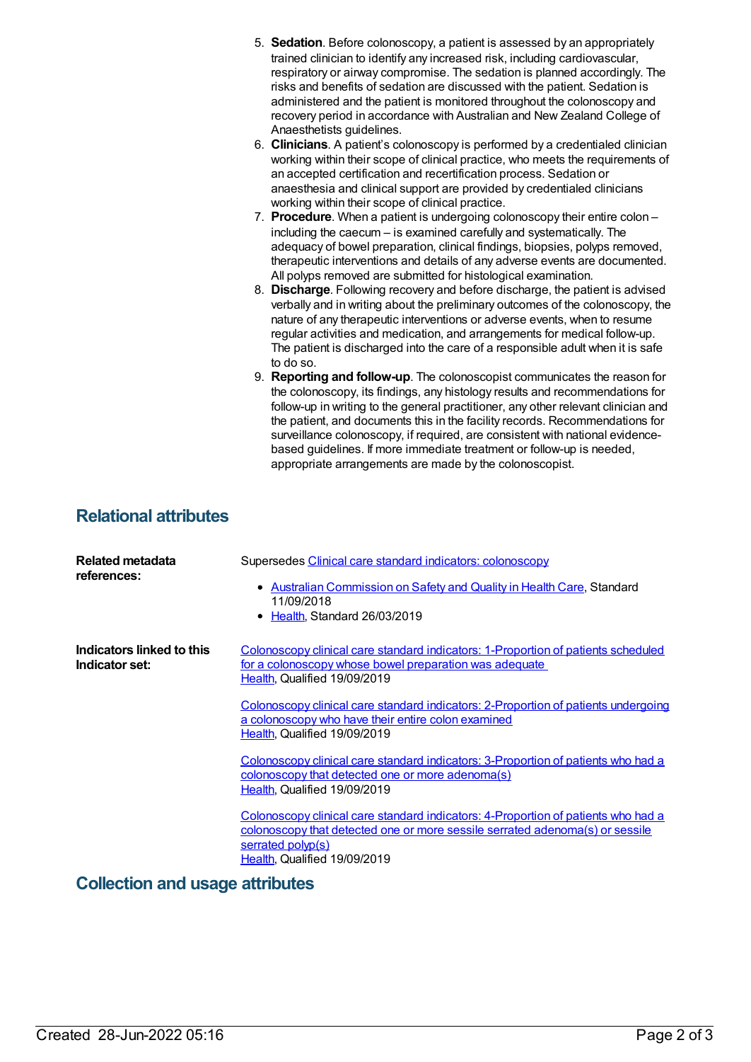5. **Sedation**. Before colonoscopy, a patient is assessed by an appropriately trained clinician to identify any increased risk, including cardiovascular, respiratory or airway compromise. The sedation is planned accordingly. The risks and benefits of sedation are discussed with the patient. Sedation is administered and the patient is monitored throughout the colonoscopy and recovery period in accordance with Australian and New Zealand College of Anaesthetists guidelines.
6. **Clinicians**. A patient's colonoscopy is performed by a credentialed clinician working within their scope of clinical practice, who meets the requirements of an accepted certification and recertification process. Sedation or anaesthesia and clinical support are provided by credentialed clinicians working within their scope of clinical practice.
7. **Procedure**. When a patient is undergoing colonoscopy their entire colon – including the caecum – is examined carefully and systematically. The adequacy of bowel preparation, clinical findings, biopsies, polyps removed, therapeutic interventions and details of any adverse events are documented. All polyps removed are submitted for histological examination.
8. **Discharge**. Following recovery and before discharge, the patient is advised verbally and in writing about the preliminary outcomes of the colonoscopy, the nature of any therapeutic interventions or adverse events, when to resume regular activities and medication, and arrangements for medical follow-up. The patient is discharged into the care of a responsible adult when it is safe to do so.
9. **Reporting and follow-up**. The colonoscopist communicates the reason for the colonoscopy, its findings, any histology results and recommendations for follow-up in writing to the general practitioner, any other relevant clinician and the patient, and documents this in the facility records. Recommendations for surveillance colonoscopy, if required, are consistent with national evidence-based guidelines. If more immediate treatment or follow-up is needed, appropriate arrangements are made by the colonoscopist.

## Relational attributes

**Related metadata references:**

Supersedes Clinical care standard indicators: colonoscopy

- Australian Commission on Safety and Quality in Health Care, Standard 11/09/2018
- Health, Standard 26/03/2019

**Indicators linked to this Indicator set:**

Colonoscopy clinical care standard indicators: 1-Proportion of patients scheduled for a colonoscopy whose bowel preparation was adequate
Health, Qualified 19/09/2019

Colonoscopy clinical care standard indicators: 2-Proportion of patients undergoing a colonoscopy who have their entire colon examined
Health, Qualified 19/09/2019

Colonoscopy clinical care standard indicators: 3-Proportion of patients who had a colonoscopy that detected one or more adenoma(s)
Health, Qualified 19/09/2019

Colonoscopy clinical care standard indicators: 4-Proportion of patients who had a colonoscopy that detected one or more sessile serrated adenoma(s) or sessile serrated polyp(s)
Health, Qualified 19/09/2019

## Collection and usage attributes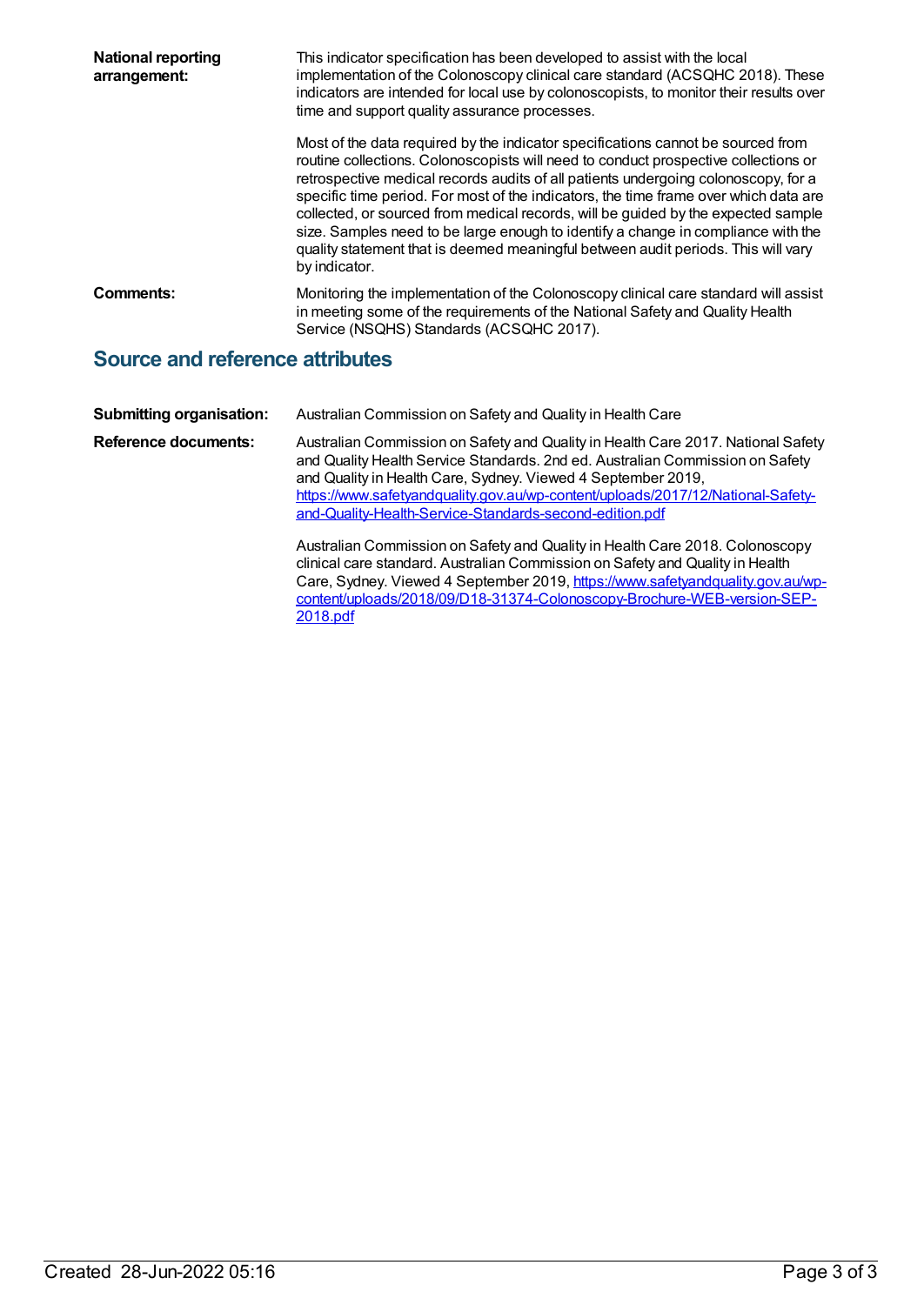**National reporting arrangement:**

This indicator specification has been developed to assist with the local implementation of the Colonoscopy clinical care standard (ACSQHC 2018). These indicators are intended for local use by colonoscopists, to monitor their results over time and support quality assurance processes.

Most of the data required by the indicator specifications cannot be sourced from routine collections. Colonoscopists will need to conduct prospective collections or retrospective medical records audits of all patients undergoing colonoscopy, for a specific time period. For most of the indicators, the time frame over which data are collected, or sourced from medical records, will be guided by the expected sample size. Samples need to be large enough to identify a change in compliance with the quality statement that is deemed meaningful between audit periods. This will vary by indicator.

**Comments:**

Monitoring the implementation of the Colonoscopy clinical care standard will assist in meeting some of the requirements of the National Safety and Quality Health Service (NSQHS) Standards (ACSQHC 2017).

## Source and reference attributes

**Submitting organisation:** Australian Commission on Safety and Quality in Health Care

**Reference documents:**

Australian Commission on Safety and Quality in Health Care 2017. National Safety and Quality Health Service Standards. 2nd ed. Australian Commission on Safety and Quality in Health Care, Sydney. Viewed 4 September 2019, https://www.safetyandquality.gov.au/wp-content/uploads/2017/12/National-Safety-and-Quality-Health-Service-Standards-second-edition.pdf

Australian Commission on Safety and Quality in Health Care 2018. Colonoscopy clinical care standard. Australian Commission on Safety and Quality in Health Care, Sydney. Viewed 4 September 2019, https://www.safetyandquality.gov.au/wp-content/uploads/2018/09/D18-31374-Colonoscopy-Brochure-WEB-version-SEP-2018.pdf